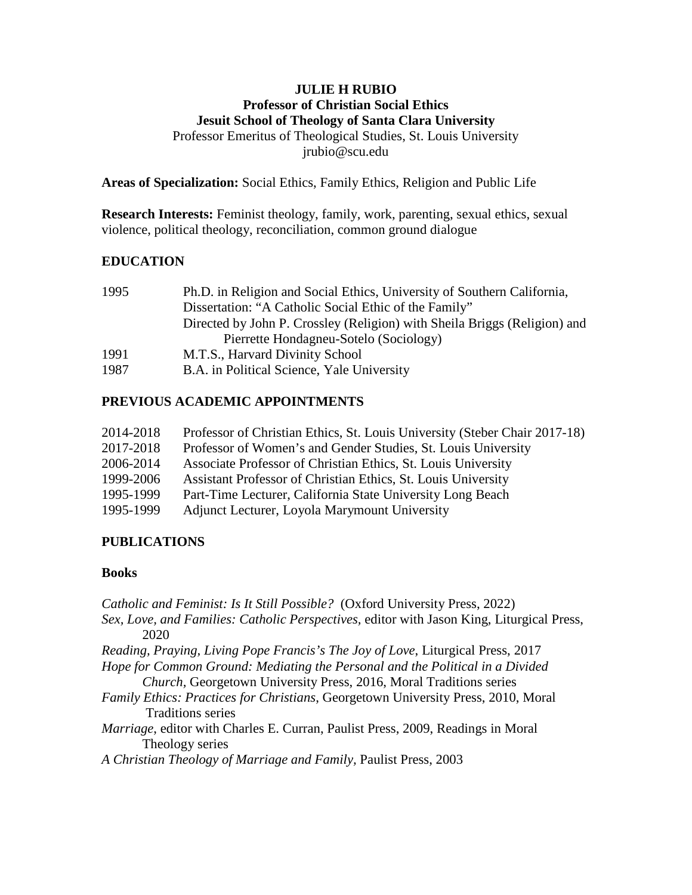**JULIE H RUBIO**
**Professor of Christian Social Ethics**
**Jesuit School of Theology of Santa Clara University**
Professor Emeritus of Theological Studies, St. Louis University
jrubio@scu.edu

**Areas of Specialization:** Social Ethics, Family Ethics, Religion and Public Life

**Research Interests:** Feminist theology, family, work, parenting, sexual ethics, sexual violence, political theology, reconciliation, common ground dialogue

## EDUCATION

| | |
|---|---|
| 1995 | Ph.D. in Religion and Social Ethics, University of Southern California, Dissertation: "A Catholic Social Ethic of the Family" Directed by John P. Crossley (Religion) with Sheila Briggs (Religion) and Pierrette Hondagneu-Sotelo (Sociology) |
| 1991 | M.T.S., Harvard Divinity School |
| 1987 | B.A. in Political Science, Yale University |

## PREVIOUS ACADEMIC APPOINTMENTS

| | |
|---|---|
| 2014-2018 | Professor of Christian Ethics, St. Louis University (Steber Chair 2017-18) |
| 2017-2018 | Professor of Women's and Gender Studies, St. Louis University |
| 2006-2014 | Associate Professor of Christian Ethics, St. Louis University |
| 1999-2006 | Assistant Professor of Christian Ethics, St. Louis University |
| 1995-1999 | Part-Time Lecturer, California State University Long Beach |
| 1995-1999 | Adjunct Lecturer, Loyola Marymount University |

## PUBLICATIONS

### Books

*Catholic and Feminist: Is It Still Possible?* (Oxford University Press, 2022)

*Sex, Love, and Families: Catholic Perspectives,* editor with Jason King, Liturgical Press, 2020

*Reading, Praying, Living Pope Francis's The Joy of Love*, Liturgical Press, 2017

*Hope for Common Ground: Mediating the Personal and the Political in a Divided Church,* Georgetown University Press, 2016, Moral Traditions series

*Family Ethics: Practices for Christians*, Georgetown University Press, 2010, Moral Traditions series

*Marriage*, editor with Charles E. Curran, Paulist Press, 2009, Readings in Moral Theology series

*A Christian Theology of Marriage and Family,* Paulist Press, 2003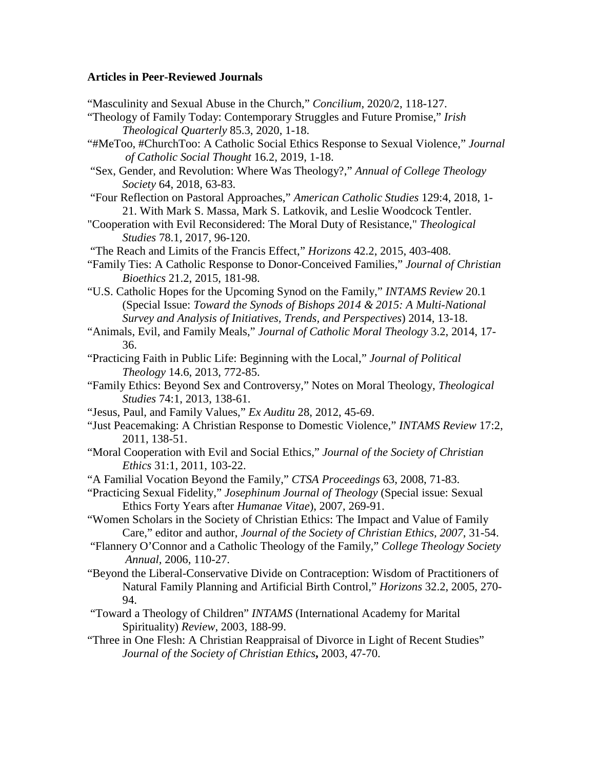**Articles in Peer-Reviewed Journals**

"Masculinity and Sexual Abuse in the Church," *Concilium*, 2020/2, 118-127.

"Theology of Family Today: Contemporary Struggles and Future Promise," *Irish Theological Quarterly* 85.3, 2020, 1-18.

"#MeToo, #ChurchToo: A Catholic Social Ethics Response to Sexual Violence," *Journal of Catholic Social Thought* 16.2, 2019, 1-18.

"Sex, Gender, and Revolution: Where Was Theology?," *Annual of College Theology Society* 64, 2018, 63-83.

"Four Reflection on Pastoral Approaches," *American Catholic Studies* 129:4, 2018, 1-21. With Mark S. Massa, Mark S. Latkovik, and Leslie Woodcock Tentler.

"Cooperation with Evil Reconsidered: The Moral Duty of Resistance," *Theological Studies* 78.1, 2017, 96-120.

"The Reach and Limits of the Francis Effect," *Horizons* 42.2, 2015, 403-408.

"Family Ties: A Catholic Response to Donor-Conceived Families," *Journal of Christian Bioethics* 21.2, 2015, 181-98.

"U.S. Catholic Hopes for the Upcoming Synod on the Family," *INTAMS Review* 20.1 (Special Issue: *Toward the Synods of Bishops 2014 & 2015: A Multi-National Survey and Analysis of Initiatives, Trends, and Perspectives*) 2014, 13-18.

"Animals, Evil, and Family Meals," *Journal of Catholic Moral Theology* 3.2, 2014, 17-36.

"Practicing Faith in Public Life: Beginning with the Local," *Journal of Political Theology* 14.6, 2013, 772-85.

"Family Ethics: Beyond Sex and Controversy," Notes on Moral Theology, *Theological Studies* 74:1, 2013, 138-61.

"Jesus, Paul, and Family Values," *Ex Auditu* 28, 2012, 45-69.

"Just Peacemaking: A Christian Response to Domestic Violence," *INTAMS Review* 17:2, 2011, 138-51.

"Moral Cooperation with Evil and Social Ethics," *Journal of the Society of Christian Ethics* 31:1, 2011, 103-22.

"A Familial Vocation Beyond the Family," *CTSA Proceedings* 63, 2008, 71-83.

"Practicing Sexual Fidelity," *Josephinum Journal of Theology* (Special issue: Sexual Ethics Forty Years after *Humanae Vitae*), 2007, 269-91.

"Women Scholars in the Society of Christian Ethics: The Impact and Value of Family Care," editor and author, *Journal of the Society of Christian Ethics, 2007*, 31-54.

"Flannery O'Connor and a Catholic Theology of the Family," *College Theology Society Annual*, 2006, 110-27.

"Beyond the Liberal-Conservative Divide on Contraception: Wisdom of Practitioners of Natural Family Planning and Artificial Birth Control," *Horizons* 32.2, 2005, 270-94.

"Toward a Theology of Children" *INTAMS* (International Academy for Marital Spirituality) *Review*, 2003, 188-99.

"Three in One Flesh: A Christian Reappraisal of Divorce in Light of Recent Studies" *Journal of the Society of Christian Ethics***,** 2003, 47-70.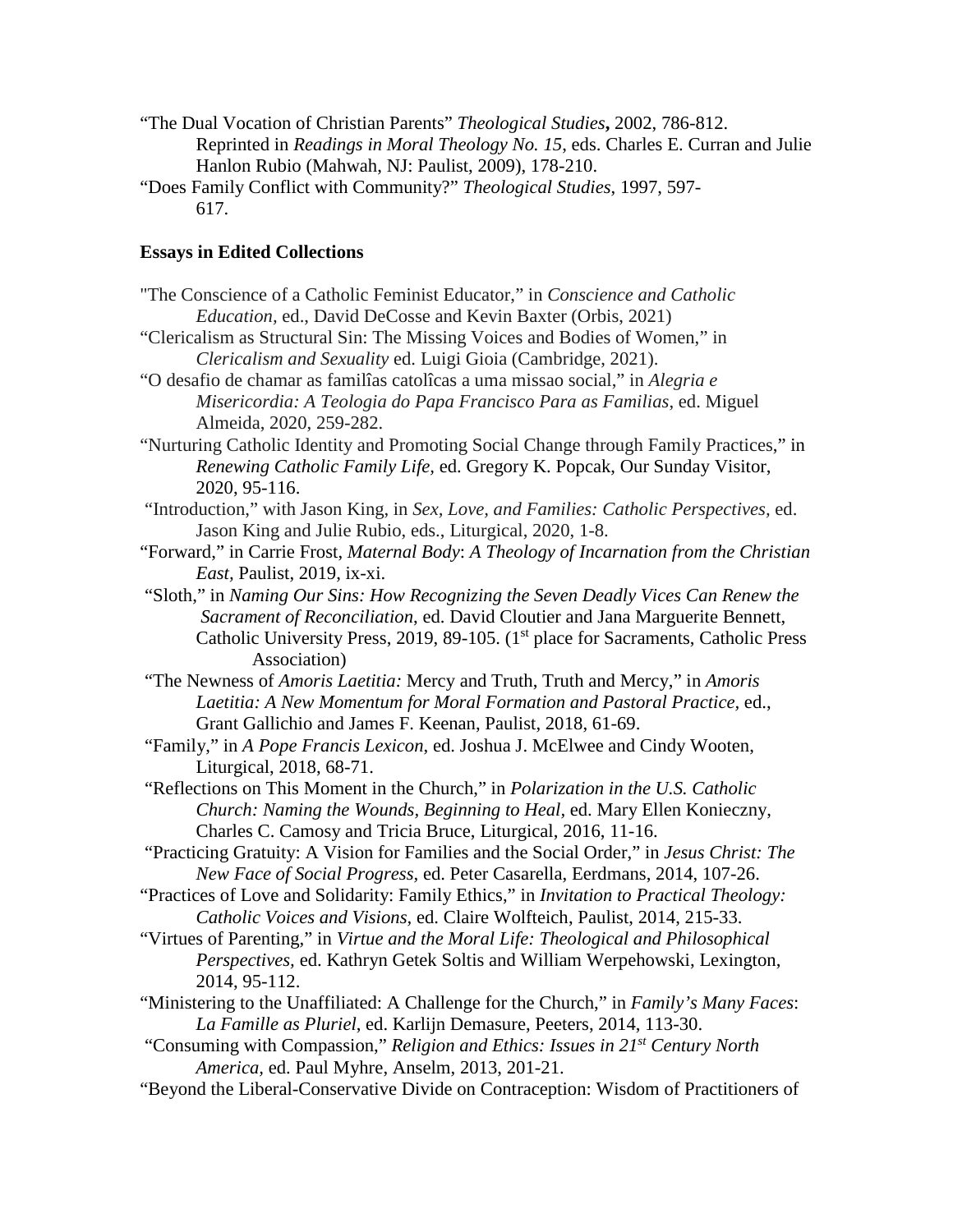"The Dual Vocation of Christian Parents" *Theological Studies***,** 2002, 786-812.
Reprinted in *Readings in Moral Theology No. 15,* eds. Charles E. Curran and Julie Hanlon Rubio (Mahwah, NJ: Paulist, 2009), 178-210.

"Does Family Conflict with Community?" *Theological Studies*, 1997, 597-617.

**Essays in Edited Collections**

"The Conscience of a Catholic Feminist Educator," in *Conscience and Catholic Education,* ed., David DeCosse and Kevin Baxter (Orbis, 2021)

"Clericalism as Structural Sin: The Missing Voices and Bodies of Women," in *Clericalism and Sexuality* ed. Luigi Gioia (Cambridge, 2021).

"O desafio de chamar as familîas catolîcas a uma missao social," in *Alegria e Misericordia: A Teologia do Papa Francisco Para as Familias*, ed. Miguel Almeida, 2020, 259-282.

"Nurturing Catholic Identity and Promoting Social Change through Family Practices," in *Renewing Catholic Family Life,* ed. Gregory K. Popcak, Our Sunday Visitor, 2020, 95-116.

"Introduction," with Jason King, in *Sex, Love, and Families: Catholic Perspectives,* ed. Jason King and Julie Rubio, eds., Liturgical, 2020, 1-8.

"Forward," in Carrie Frost, *Maternal Body*: *A Theology of Incarnation from the Christian East,* Paulist, 2019, ix-xi.

"Sloth," in *Naming Our Sins: How Recognizing the Seven Deadly Vices Can Renew the Sacrament of Reconciliation*, ed. David Cloutier and Jana Marguerite Bennett, Catholic University Press, 2019, 89-105. (1st place for Sacraments, Catholic Press Association)

"The Newness of *Amoris Laetitia:* Mercy and Truth, Truth and Mercy," in *Amoris Laetitia: A New Momentum for Moral Formation and Pastoral Practice,* ed., Grant Gallichio and James F. Keenan, Paulist, 2018, 61-69.

"Family," in *A Pope Francis Lexicon,* ed. Joshua J. McElwee and Cindy Wooten, Liturgical, 2018, 68-71.

"Reflections on This Moment in the Church," in *Polarization in the U.S. Catholic Church: Naming the Wounds, Beginning to Heal*, ed. Mary Ellen Konieczny, Charles C. Camosy and Tricia Bruce, Liturgical, 2016, 11-16.

"Practicing Gratuity: A Vision for Families and the Social Order," in *Jesus Christ: The New Face of Social Progress,* ed. Peter Casarella, Eerdmans, 2014, 107-26.

"Practices of Love and Solidarity: Family Ethics," in *Invitation to Practical Theology: Catholic Voices and Visions,* ed. Claire Wolfteich, Paulist, 2014, 215-33.

"Virtues of Parenting," in *Virtue and the Moral Life: Theological and Philosophical Perspectives*, ed. Kathryn Getek Soltis and William Werpehowski, Lexington, 2014, 95-112.

"Ministering to the Unaffiliated: A Challenge for the Church," in *Family's Many Faces*: *La Famille as Pluriel*, ed. Karlijn Demasure, Peeters, 2014, 113-30.

"Consuming with Compassion," *Religion and Ethics: Issues in 21st Century North America,* ed. Paul Myhre, Anselm, 2013, 201-21.

"Beyond the Liberal-Conservative Divide on Contraception: Wisdom of Practitioners of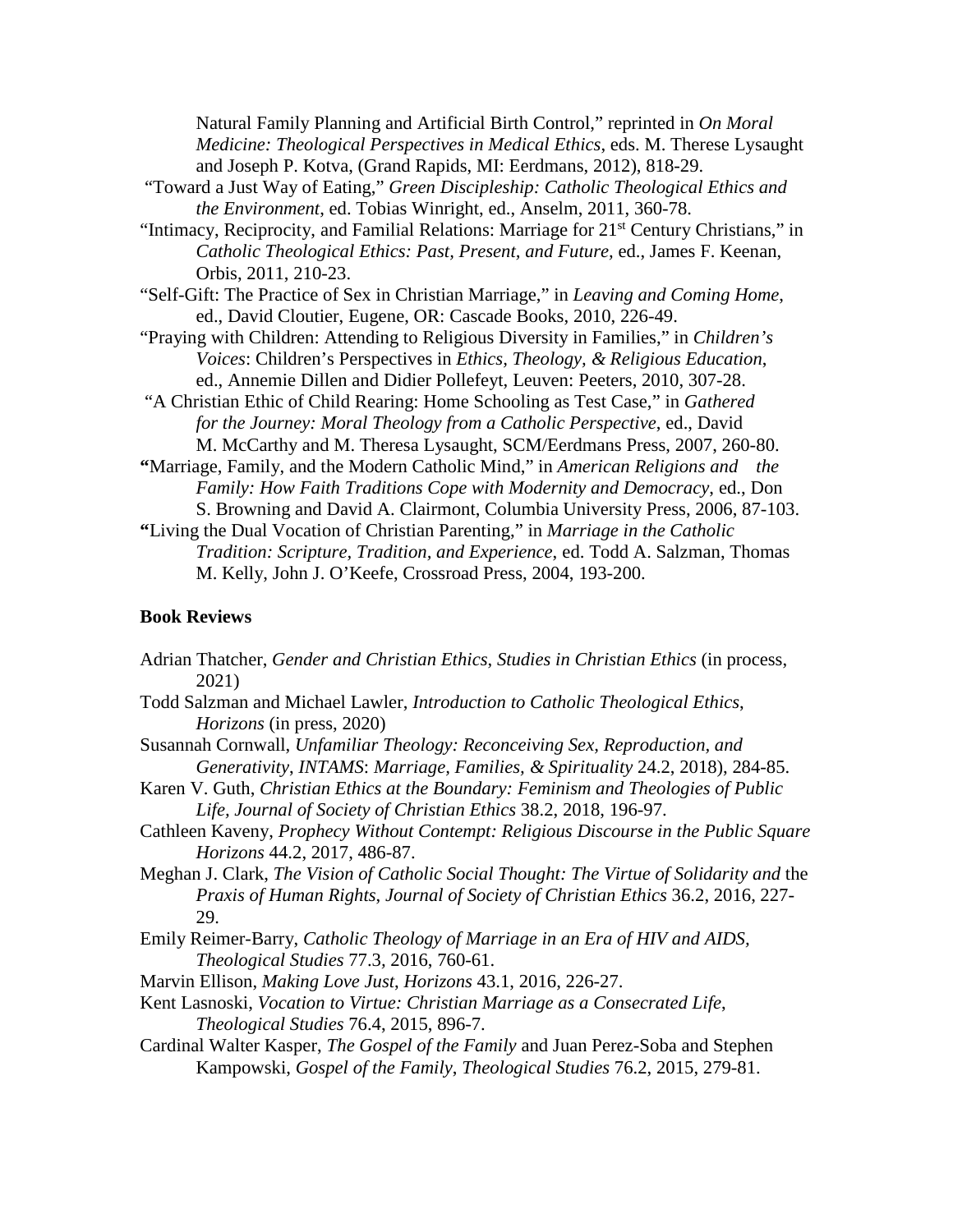Natural Family Planning and Artificial Birth Control," reprinted in *On Moral Medicine: Theological Perspectives in Medical Ethics*, eds. M. Therese Lysaught and Joseph P. Kotva, (Grand Rapids, MI: Eerdmans, 2012), 818-29.

"Toward a Just Way of Eating," *Green Discipleship: Catholic Theological Ethics and the Environment*, ed. Tobias Winright, ed., Anselm, 2011, 360-78.

"Intimacy, Reciprocity, and Familial Relations: Marriage for 21st Century Christians," in *Catholic Theological Ethics: Past, Present, and Future,* ed., James F. Keenan, Orbis, 2011, 210-23.

"Self-Gift: The Practice of Sex in Christian Marriage," in *Leaving and Coming Home*, ed., David Cloutier, Eugene, OR: Cascade Books, 2010, 226-49.

"Praying with Children: Attending to Religious Diversity in Families," in *Children's Voices*: Children's Perspectives in *Ethics, Theology, & Religious Education*, ed., Annemie Dillen and Didier Pollefeyt, Leuven: Peeters, 2010, 307-28.

"A Christian Ethic of Child Rearing: Home Schooling as Test Case," in *Gathered for the Journey: Moral Theology from a Catholic Perspective*, ed., David M. McCarthy and M. Theresa Lysaught, SCM/Eerdmans Press, 2007, 260-80.

**"**Marriage, Family, and the Modern Catholic Mind," in *American Religions and the Family: How Faith Traditions Cope with Modernity and Democracy*, ed., Don S. Browning and David A. Clairmont, Columbia University Press, 2006, 87-103.

**"**Living the Dual Vocation of Christian Parenting," in *Marriage in the Catholic Tradition: Scripture, Tradition, and Experience*, ed. Todd A. Salzman, Thomas M. Kelly, John J. O'Keefe, Crossroad Press, 2004, 193-200.

### Book Reviews

Adrian Thatcher, *Gender and Christian Ethics*, *Studies in Christian Ethics* (in process, 2021)

Todd Salzman and Michael Lawler, *Introduction to Catholic Theological Ethics*, *Horizons* (in press, 2020)

Susannah Cornwall, *Unfamiliar Theology: Reconceiving Sex, Reproduction, and Generativity*, *INTAMS*: *Marriage, Families, & Spirituality* 24.2, 2018), 284-85.

Karen V. Guth, *Christian Ethics at the Boundary: Feminism and Theologies of Public Life*, *Journal of Society of Christian Ethics* 38.2, 2018, 196-97.

Cathleen Kaveny, *Prophecy Without Contempt: Religious Discourse in the Public Square Horizons* 44.2, 2017, 486-87.

Meghan J. Clark, *The Vision of Catholic Social Thought: The Virtue of Solidarity and* the *Praxis of Human Rights*, *Journal of Society of Christian Ethics* 36.2, 2016, 227-29.

Emily Reimer-Barry, *Catholic Theology of Marriage in an Era of HIV and AIDS*, *Theological Studies* 77.3, 2016, 760-61.

Marvin Ellison, *Making Love Just*, *Horizons* 43.1, 2016, 226-27.

Kent Lasnoski, *Vocation to Virtue: Christian Marriage as a Consecrated Life*, *Theological Studies* 76.4, 2015, 896-7.

Cardinal Walter Kasper, *The Gospel of the Family* and Juan Perez-Soba and Stephen Kampowski, *Gospel of the Family*, *Theological Studies* 76.2, 2015, 279-81.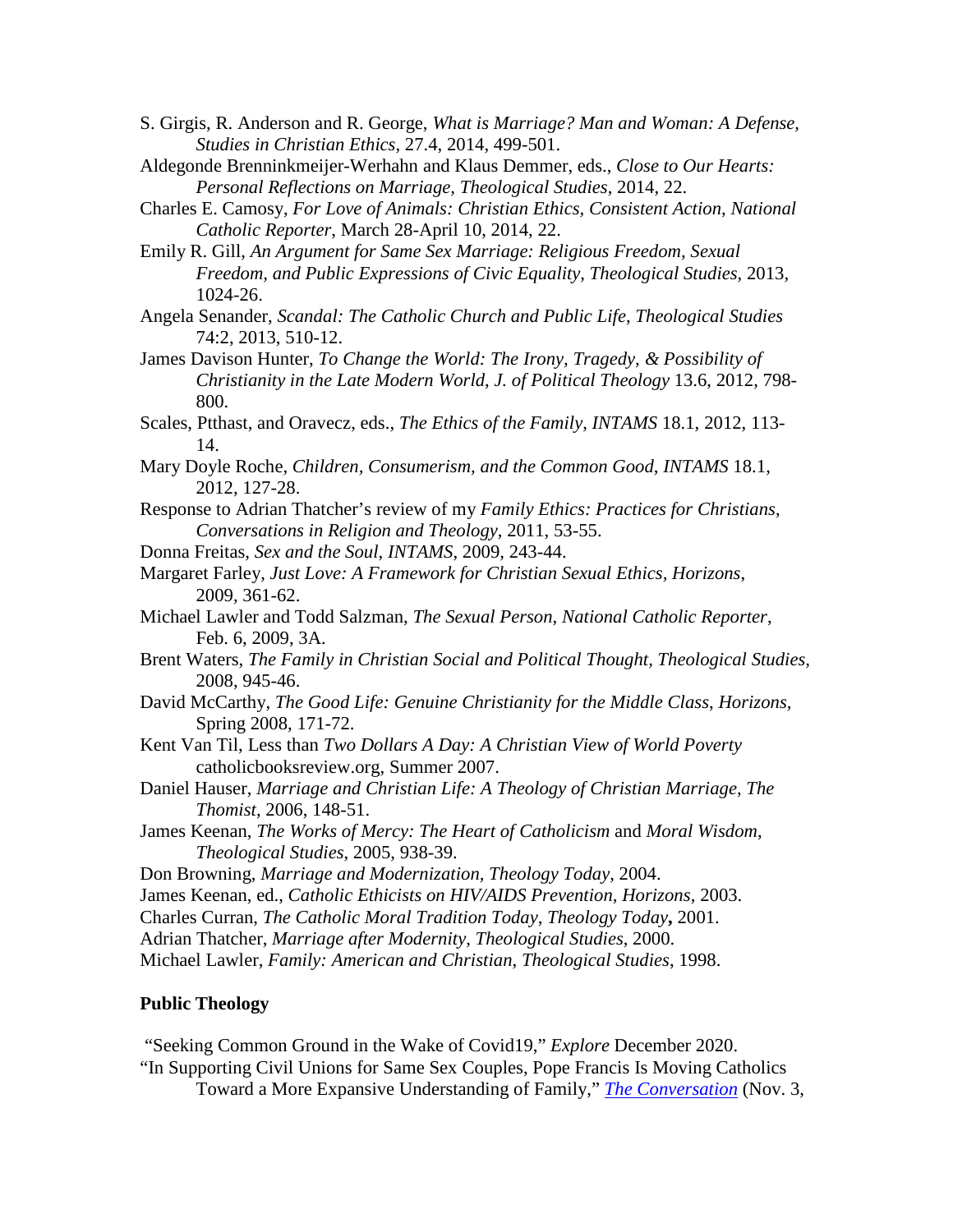S. Girgis, R. Anderson and R. George, *What is Marriage? Man and Woman: A Defense, Studies in Christian Ethics*, 27.4, 2014, 499-501.

Aldegonde Brenninkmeijer-Werhahn and Klaus Demmer, eds., *Close to Our Hearts: Personal Reflections on Marriage, Theological Studies*, 2014, 22.

Charles E. Camosy, *For Love of Animals: Christian Ethics, Consistent Action*, *National Catholic Reporter*, March 28-April 10, 2014, 22.

Emily R. Gill, *An Argument for Same Sex Marriage: Religious Freedom, Sexual Freedom, and Public Expressions of Civic Equality*, *Theological Studies*, 2013, 1024-26.

Angela Senander, *Scandal: The Catholic Church and Public Life*, *Theological Studies* 74:2, 2013, 510-12.

James Davison Hunter, *To Change the World: The Irony, Tragedy, & Possibility of Christianity in the Late Modern World*, *J. of Political Theology* 13.6, 2012, 798-800.

Scales, Ptthast, and Oravecz, eds., *The Ethics of the Family*, *INTAMS* 18.1, 2012, 113-14.

Mary Doyle Roche, *Children, Consumerism, and the Common Good*, *INTAMS* 18.1, 2012, 127-28.

Response to Adrian Thatcher's review of my *Family Ethics: Practices for Christians*, *Conversations in Religion and Theology*, 2011, 53-55.

Donna Freitas, *Sex and the Soul*, *INTAMS*, 2009, 243-44.

Margaret Farley, *Just Love: A Framework for Christian Sexual Ethics, Horizons*, 2009, 361-62.

Michael Lawler and Todd Salzman, *The Sexual Person*, *National Catholic Reporter*, Feb. 6, 2009, 3A.

Brent Waters, *The Family in Christian Social and Political Thought*, *Theological Studies*, 2008, 945-46.

David McCarthy, *The Good Life: Genuine Christianity for the Middle Class*, *Horizons*, Spring 2008, 171-72.

Kent Van Til, Less than *Two Dollars A Day: A Christian View of World Poverty* catholicbooksreview.org, Summer 2007.

Daniel Hauser, *Marriage and Christian Life: A Theology of Christian Marriage*, *The Thomist*, 2006, 148-51.

James Keenan, *The Works of Mercy: The Heart of Catholicism* and *Moral Wisdom*, *Theological Studies*, 2005, 938-39.

Don Browning, *Marriage and Modernization*, *Theology Today*, 2004.

James Keenan, ed., *Catholic Ethicists on HIV/AIDS Prevention*, *Horizons*, 2003.

Charles Curran, *The Catholic Moral Tradition Today*, *Theology Today***,** 2001.

Adrian Thatcher, *Marriage after Modernity*, *Theological Studies*, 2000.

Michael Lawler, *Family: American and Christian*, *Theological Studies*, 1998.

**Public Theology**

"Seeking Common Ground in the Wake of Covid19," *Explore* December 2020.

"In Supporting Civil Unions for Same Sex Couples, Pope Francis Is Moving Catholics Toward a More Expansive Understanding of Family," *The Conversation* (Nov. 3,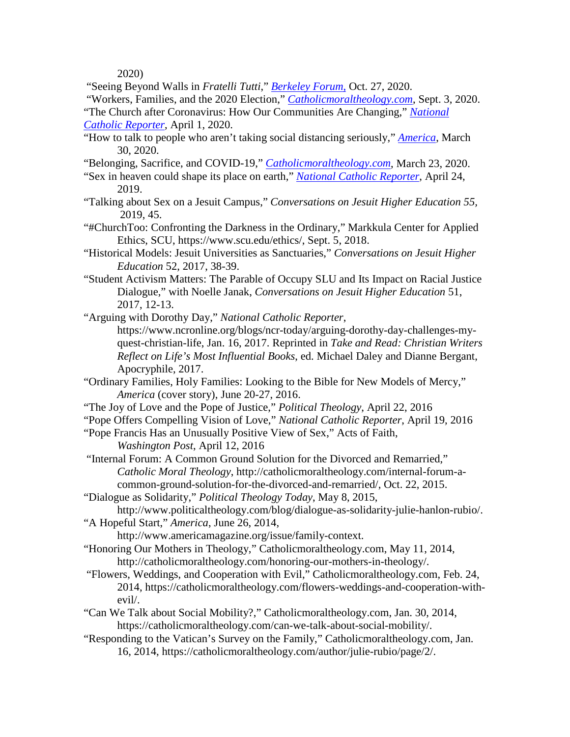2020)

"Seeing Beyond Walls in *Fratelli Tutti*," *Berkeley Forum*, Oct. 27, 2020.

"Workers, Families, and the 2020 Election," *Catholicmoraltheology.com*, Sept. 3, 2020.

"The Church after Coronavirus: How Our Communities Are Changing," *National Catholic Reporter*, April 1, 2020.

"How to talk to people who aren't taking social distancing seriously," *America*, March 30, 2020.

"Belonging, Sacrifice, and COVID-19," *Catholicmoraltheology.com*, March 23, 2020.

"Sex in heaven could shape its place on earth," *National Catholic Reporter*, April 24, 2019.

"Talking about Sex on a Jesuit Campus," *Conversations on Jesuit Higher Education 55*, 2019, 45.

"#ChurchToo: Confronting the Darkness in the Ordinary," Markkula Center for Applied Ethics, SCU, https://www.scu.edu/ethics/, Sept. 5, 2018.

"Historical Models: Jesuit Universities as Sanctuaries," *Conversations on Jesuit Higher Education* 52, 2017, 38-39.

"Student Activism Matters: The Parable of Occupy SLU and Its Impact on Racial Justice Dialogue," with Noelle Janak, *Conversations on Jesuit Higher Education* 51, 2017, 12-13.

"Arguing with Dorothy Day," *National Catholic Reporter*, https://www.ncronline.org/blogs/ncr-today/arguing-dorothy-day-challenges-my-quest-christian-life, Jan. 16, 2017. Reprinted in *Take and Read: Christian Writers Reflect on Life's Most Influential Books*, ed. Michael Daley and Dianne Bergant, Apocryphile, 2017.

"Ordinary Families, Holy Families: Looking to the Bible for New Models of Mercy," *America* (cover story), June 20-27, 2016.

"The Joy of Love and the Pope of Justice," *Political Theology*, April 22, 2016

"Pope Offers Compelling Vision of Love," *National Catholic Reporter*, April 19, 2016

"Pope Francis Has an Unusually Positive View of Sex," Acts of Faith, *Washington Post*, April 12, 2016

"Internal Forum: A Common Ground Solution for the Divorced and Remarried," *Catholic Moral Theology*, http://catholicmoraltheology.com/internal-forum-a-common-ground-solution-for-the-divorced-and-remarried/, Oct. 22, 2015.

"Dialogue as Solidarity," *Political Theology Today*, May 8, 2015, http://www.politicaltheology.com/blog/dialogue-as-solidarity-julie-hanlon-rubio/.

"A Hopeful Start," *America*, June 26, 2014, http://www.americamagazine.org/issue/family-context.

"Honoring Our Mothers in Theology," Catholicmoraltheology.com, May 11, 2014, http://catholicmoraltheology.com/honoring-our-mothers-in-theology/.

"Flowers, Weddings, and Cooperation with Evil," Catholicmoraltheology.com, Feb. 24, 2014, https://catholicmoraltheology.com/flowers-weddings-and-cooperation-with-evil/.

"Can We Talk about Social Mobility?," Catholicmoraltheology.com, Jan. 30, 2014, https://catholicmoraltheology.com/can-we-talk-about-social-mobility/.

"Responding to the Vatican's Survey on the Family," Catholicmoraltheology.com, Jan. 16, 2014, https://catholicmoraltheology.com/author/julie-rubio/page/2/.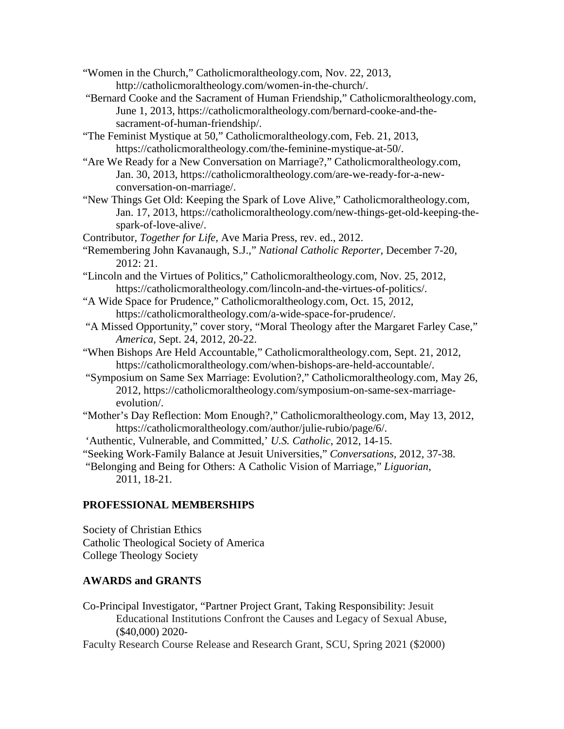"Women in the Church," Catholicmoraltheology.com, Nov. 22, 2013, http://catholicmoraltheology.com/women-in-the-church/.

"Bernard Cooke and the Sacrament of Human Friendship," Catholicmoraltheology.com, June 1, 2013, https://catholicmoraltheology.com/bernard-cooke-and-the-sacrament-of-human-friendship/.

"The Feminist Mystique at 50," Catholicmoraltheology.com, Feb. 21, 2013, https://catholicmoraltheology.com/the-feminine-mystique-at-50/.

"Are We Ready for a New Conversation on Marriage?," Catholicmoraltheology.com, Jan. 30, 2013, https://catholicmoraltheology.com/are-we-ready-for-a-new-conversation-on-marriage/.

"New Things Get Old: Keeping the Spark of Love Alive," Catholicmoraltheology.com, Jan. 17, 2013, https://catholicmoraltheology.com/new-things-get-old-keeping-the-spark-of-love-alive/.

Contributor, *Together for Life*, Ave Maria Press, rev. ed., 2012.

"Remembering John Kavanaugh, S.J.," *National Catholic Reporter*, December 7-20, 2012: 21.

"Lincoln and the Virtues of Politics," Catholicmoraltheology.com, Nov. 25, 2012, https://catholicmoraltheology.com/lincoln-and-the-virtues-of-politics/.

"A Wide Space for Prudence," Catholicmoraltheology.com, Oct. 15, 2012, https://catholicmoraltheology.com/a-wide-space-for-prudence/.

"A Missed Opportunity," cover story, "Moral Theology after the Margaret Farley Case," *America*, Sept. 24, 2012, 20-22.

"When Bishops Are Held Accountable," Catholicmoraltheology.com, Sept. 21, 2012, https://catholicmoraltheology.com/when-bishops-are-held-accountable/.

"Symposium on Same Sex Marriage: Evolution?," Catholicmoraltheology.com, May 26, 2012, https://catholicmoraltheology.com/symposium-on-same-sex-marriage-evolution/.

"Mother's Day Reflection: Mom Enough?," Catholicmoraltheology.com, May 13, 2012, https://catholicmoraltheology.com/author/julie-rubio/page/6/.

'Authentic, Vulnerable, and Committed,' *U.S. Catholic*, 2012, 14-15.

"Seeking Work-Family Balance at Jesuit Universities," *Conversations*, 2012, 37-38.

"Belonging and Being for Others: A Catholic Vision of Marriage," *Liguorian*, 2011, 18-21.

## PROFESSIONAL MEMBERSHIPS

Society of Christian Ethics
Catholic Theological Society of America
College Theology Society

## AWARDS and GRANTS

Co-Principal Investigator, "Partner Project Grant, Taking Responsibility: Jesuit Educational Institutions Confront the Causes and Legacy of Sexual Abuse, ($40,000) 2020-

Faculty Research Course Release and Research Grant, SCU, Spring 2021 ($2000)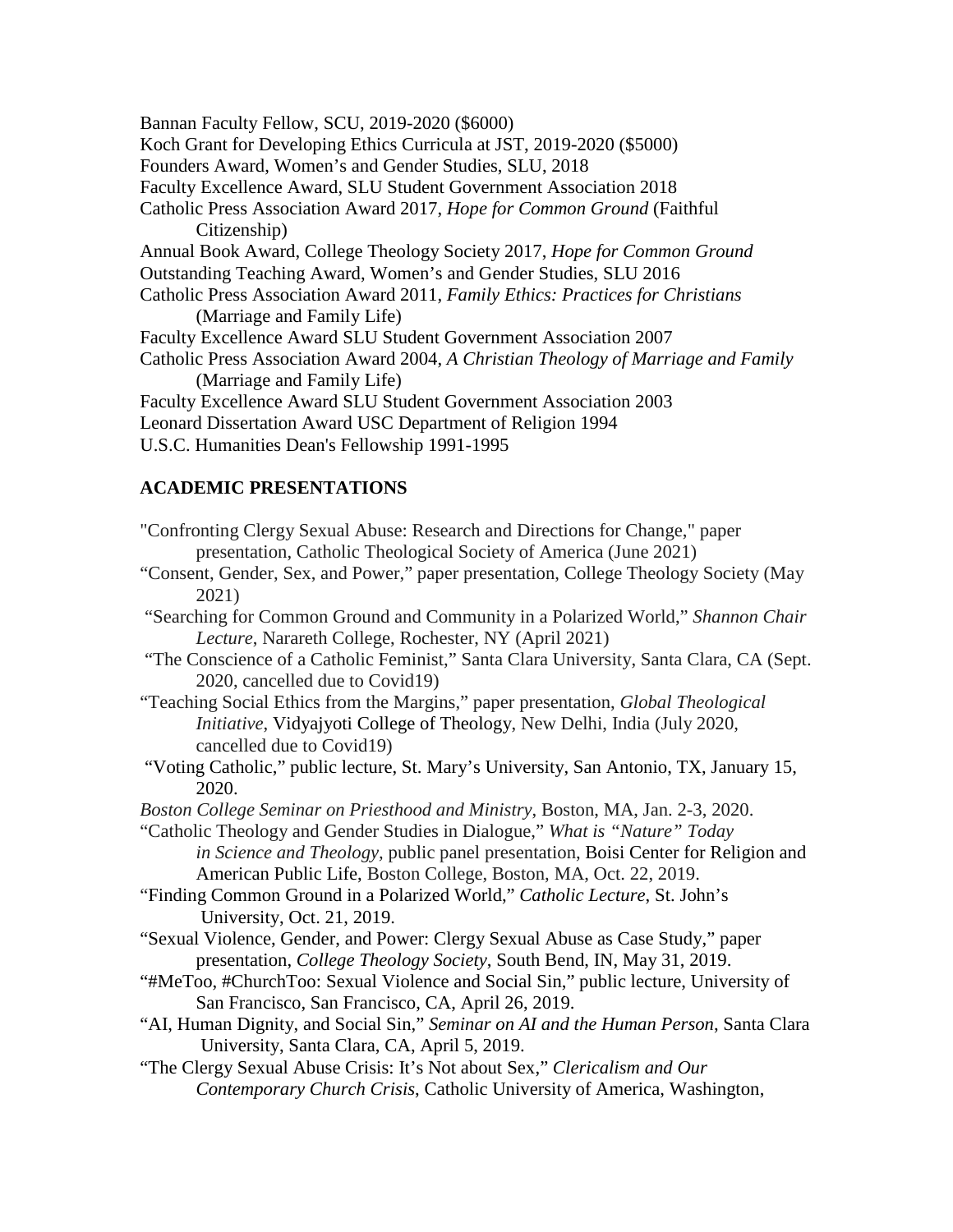Bannan Faculty Fellow, SCU, 2019-2020 ($6000)
Koch Grant for Developing Ethics Curricula at JST, 2019-2020 ($5000)
Founders Award, Women's and Gender Studies, SLU, 2018
Faculty Excellence Award, SLU Student Government Association 2018
Catholic Press Association Award 2017, *Hope for Common Ground* (Faithful Citizenship)
Annual Book Award, College Theology Society 2017, *Hope for Common Ground*
Outstanding Teaching Award, Women's and Gender Studies, SLU 2016
Catholic Press Association Award 2011, *Family Ethics: Practices for Christians* (Marriage and Family Life)
Faculty Excellence Award SLU Student Government Association 2007
Catholic Press Association Award 2004, *A Christian Theology of Marriage and Family* (Marriage and Family Life)
Faculty Excellence Award SLU Student Government Association 2003
Leonard Dissertation Award USC Department of Religion 1994
U.S.C. Humanities Dean's Fellowship 1991-1995

## ACADEMIC PRESENTATIONS

"Confronting Clergy Sexual Abuse: Research and Directions for Change," paper presentation, Catholic Theological Society of America (June 2021)

"Consent, Gender, Sex, and Power," paper presentation, College Theology Society (May 2021)

"Searching for Common Ground and Community in a Polarized World," *Shannon Chair Lecture*, Narareth College, Rochester, NY (April 2021)

"The Conscience of a Catholic Feminist," Santa Clara University, Santa Clara, CA (Sept. 2020, cancelled due to Covid19)

"Teaching Social Ethics from the Margins," paper presentation, *Global Theological Initiative*, Vidyajyoti College of Theology, New Delhi, India (July 2020, cancelled due to Covid19)

"Voting Catholic," public lecture, St. Mary's University, San Antonio, TX, January 15, 2020.

*Boston College Seminar on Priesthood and Ministry*, Boston, MA, Jan. 2-3, 2020.

"Catholic Theology and Gender Studies in Dialogue," *What is "Nature" Today in Science and Theology*, public panel presentation, Boisi Center for Religion and American Public Life, Boston College, Boston, MA, Oct. 22, 2019.

"Finding Common Ground in a Polarized World," *Catholic Lecture*, St. John's University, Oct. 21, 2019.

"Sexual Violence, Gender, and Power: Clergy Sexual Abuse as Case Study," paper presentation, *College Theology Society*, South Bend, IN, May 31, 2019.

"#MeToo, #ChurchToo: Sexual Violence and Social Sin," public lecture, University of San Francisco, San Francisco, CA, April 26, 2019.

"AI, Human Dignity, and Social Sin," *Seminar on AI and the Human Person*, Santa Clara University, Santa Clara, CA, April 5, 2019.

"The Clergy Sexual Abuse Crisis: It's Not about Sex," *Clericalism and Our Contemporary Church Crisis*, Catholic University of America, Washington,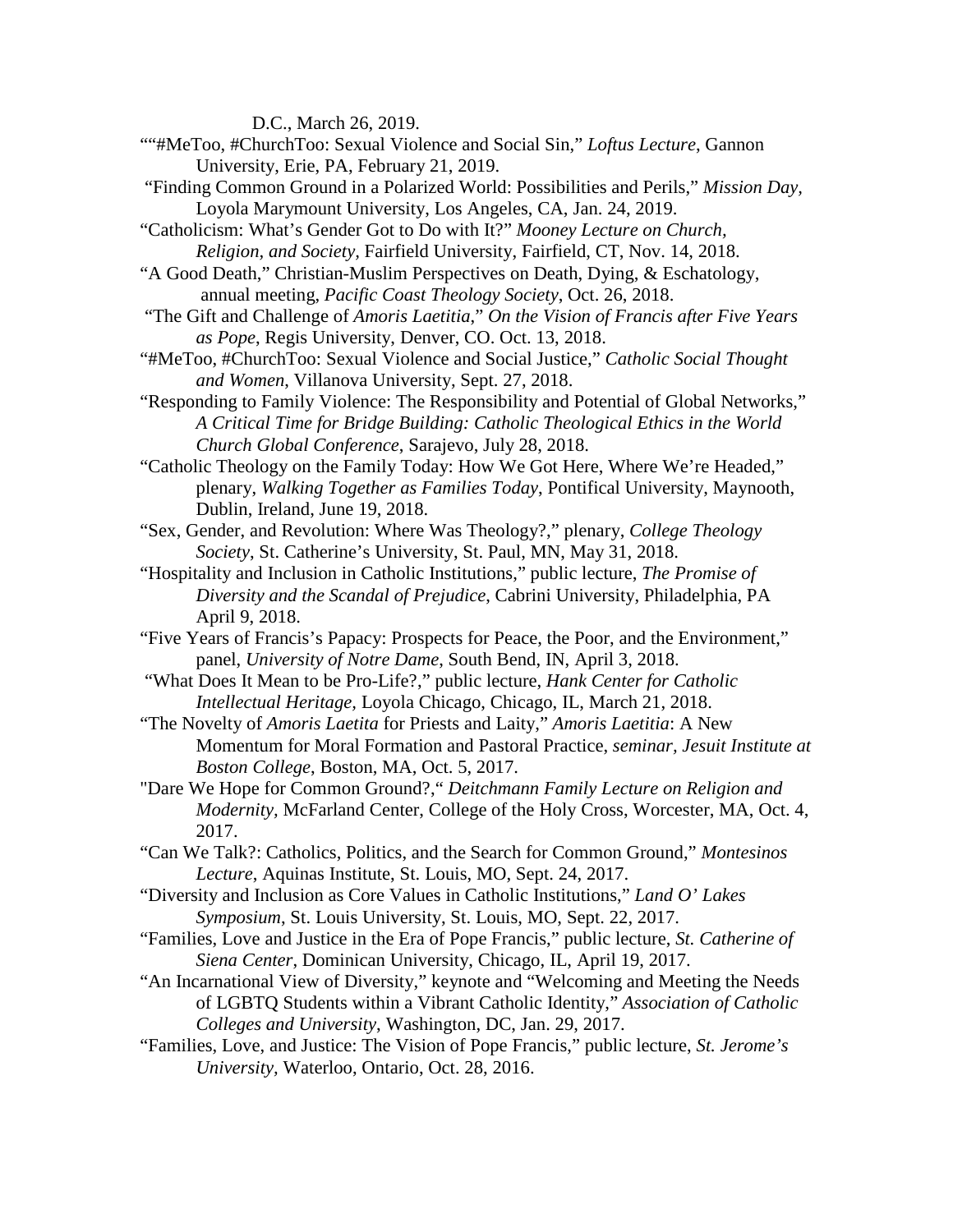D.C., March 26, 2019.

""#MeToo, #ChurchToo: Sexual Violence and Social Sin," *Loftus Lecture*, Gannon University, Erie, PA, February 21, 2019.

"Finding Common Ground in a Polarized World: Possibilities and Perils," *Mission Day*, Loyola Marymount University, Los Angeles, CA, Jan. 24, 2019.

"Catholicism: What's Gender Got to Do with It?" *Mooney Lecture on Church, Religion, and Society*, Fairfield University, Fairfield, CT, Nov. 14, 2018.

"A Good Death," Christian-Muslim Perspectives on Death, Dying, & Eschatology, annual meeting, *Pacific Coast Theology Society*, Oct. 26, 2018.

"The Gift and Challenge of *Amoris Laetitia*," *On the Vision of Francis after Five Years as Pope*, Regis University, Denver, CO. Oct. 13, 2018.

"#MeToo, #ChurchToo: Sexual Violence and Social Justice," *Catholic Social Thought and Women*, Villanova University, Sept. 27, 2018.

"Responding to Family Violence: The Responsibility and Potential of Global Networks," *A Critical Time for Bridge Building: Catholic Theological Ethics in the World Church Global Conference*, Sarajevo, July 28, 2018.

"Catholic Theology on the Family Today: How We Got Here, Where We're Headed," plenary, *Walking Together as Families Today*, Pontifical University, Maynooth, Dublin, Ireland, June 19, 2018.

"Sex, Gender, and Revolution: Where Was Theology?," plenary, *College Theology Society*, St. Catherine's University, St. Paul, MN, May 31, 2018.

"Hospitality and Inclusion in Catholic Institutions," public lecture, *The Promise of Diversity and the Scandal of Prejudice*, Cabrini University, Philadelphia, PA April 9, 2018.

"Five Years of Francis's Papacy: Prospects for Peace, the Poor, and the Environment," panel, *University of Notre Dame*, South Bend, IN, April 3, 2018.

"What Does It Mean to be Pro-Life?," public lecture, *Hank Center for Catholic Intellectual Heritage,* Loyola Chicago, Chicago, IL, March 21, 2018.

"The Novelty of *Amoris Laetita* for Priests and Laity," *Amoris Laetitia*: A New Momentum for Moral Formation and Pastoral Practice, *seminar, Jesuit Institute at Boston College*, Boston, MA, Oct. 5, 2017.

"Dare We Hope for Common Ground?," *Deitchmann Family Lecture on Religion and Modernity,* McFarland Center, College of the Holy Cross, Worcester, MA, Oct. 4, 2017.

"Can We Talk?: Catholics, Politics, and the Search for Common Ground," *Montesinos Lecture*, Aquinas Institute, St. Louis, MO, Sept. 24, 2017.

"Diversity and Inclusion as Core Values in Catholic Institutions," *Land O' Lakes Symposium*, St. Louis University, St. Louis, MO, Sept. 22, 2017.

"Families, Love and Justice in the Era of Pope Francis," public lecture, *St. Catherine of Siena Center*, Dominican University, Chicago, IL, April 19, 2017.

"An Incarnational View of Diversity," keynote and "Welcoming and Meeting the Needs of LGBTQ Students within a Vibrant Catholic Identity," *Association of Catholic Colleges and University*, Washington, DC, Jan. 29, 2017.

"Families, Love, and Justice: The Vision of Pope Francis," public lecture, *St. Jerome's University*, Waterloo, Ontario, Oct. 28, 2016.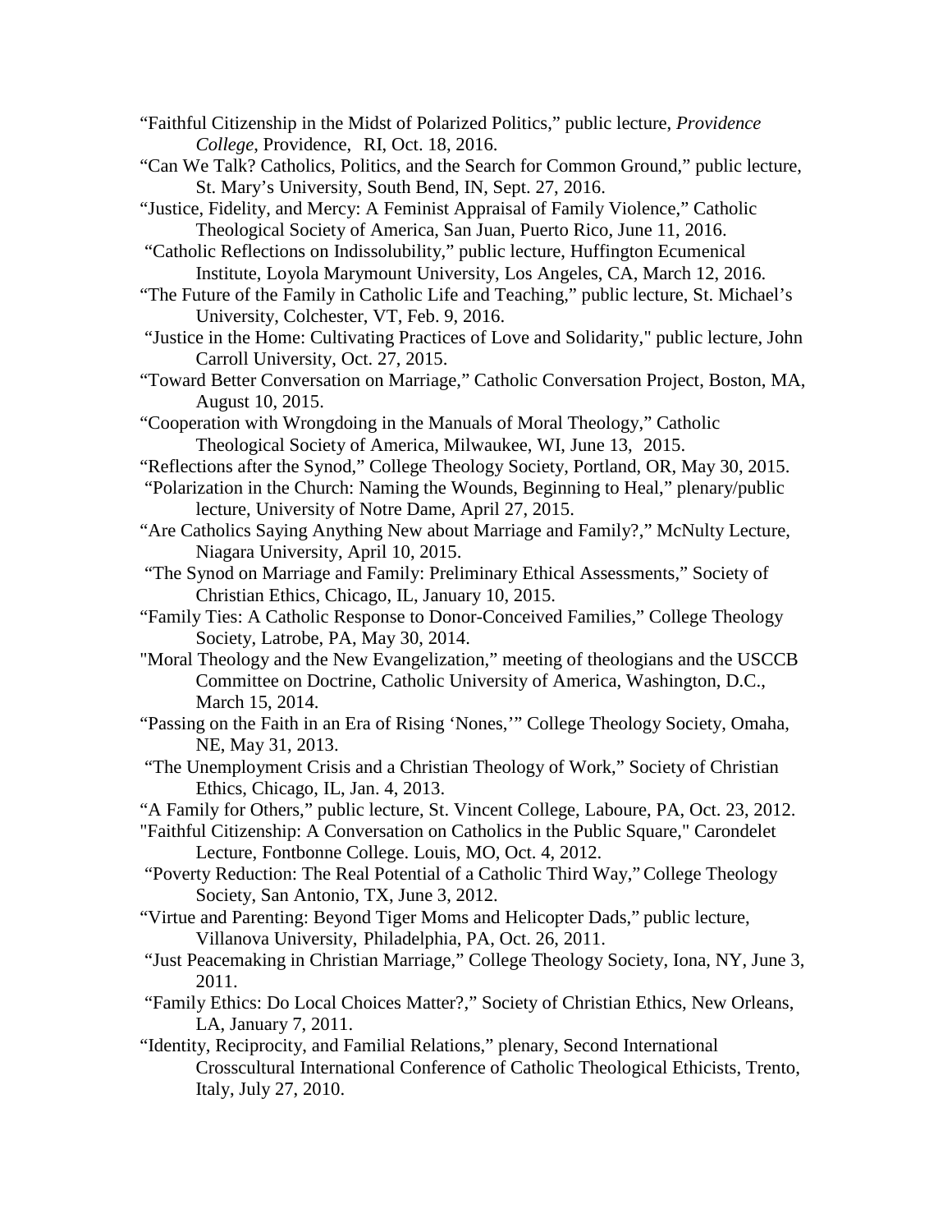"Faithful Citizenship in the Midst of Polarized Politics," public lecture, *Providence College*, Providence, RI, Oct. 18, 2016.

"Can We Talk? Catholics, Politics, and the Search for Common Ground," public lecture, St. Mary's University, South Bend, IN, Sept. 27, 2016.

"Justice, Fidelity, and Mercy: A Feminist Appraisal of Family Violence," Catholic Theological Society of America, San Juan, Puerto Rico, June 11, 2016.

"Catholic Reflections on Indissolubility," public lecture, Huffington Ecumenical Institute, Loyola Marymount University, Los Angeles, CA, March 12, 2016.

"The Future of the Family in Catholic Life and Teaching," public lecture, St. Michael's University, Colchester, VT, Feb. 9, 2016.

"Justice in the Home: Cultivating Practices of Love and Solidarity," public lecture, John Carroll University, Oct. 27, 2015.

"Toward Better Conversation on Marriage," Catholic Conversation Project, Boston, MA, August 10, 2015.

"Cooperation with Wrongdoing in the Manuals of Moral Theology," Catholic Theological Society of America, Milwaukee, WI, June 13, 2015.

"Reflections after the Synod," College Theology Society, Portland, OR, May 30, 2015.

"Polarization in the Church: Naming the Wounds, Beginning to Heal," plenary/public lecture, University of Notre Dame, April 27, 2015.

"Are Catholics Saying Anything New about Marriage and Family?," McNulty Lecture, Niagara University, April 10, 2015.

"The Synod on Marriage and Family: Preliminary Ethical Assessments," Society of Christian Ethics, Chicago, IL, January 10, 2015.

"Family Ties: A Catholic Response to Donor-Conceived Families," College Theology Society, Latrobe, PA, May 30, 2014.

"Moral Theology and the New Evangelization," meeting of theologians and the USCCB Committee on Doctrine, Catholic University of America, Washington, D.C., March 15, 2014.

"Passing on the Faith in an Era of Rising 'Nones,'" College Theology Society, Omaha, NE, May 31, 2013.

"The Unemployment Crisis and a Christian Theology of Work," Society of Christian Ethics, Chicago, IL, Jan. 4, 2013.

"A Family for Others," public lecture, St. Vincent College, Laboure, PA, Oct. 23, 2012.

"Faithful Citizenship: A Conversation on Catholics in the Public Square," Carondelet Lecture, Fontbonne College. Louis, MO, Oct. 4, 2012.

"Poverty Reduction: The Real Potential of a Catholic Third Way," College Theology Society, San Antonio, TX, June 3, 2012.

"Virtue and Parenting: Beyond Tiger Moms and Helicopter Dads," public lecture, Villanova University, Philadelphia, PA, Oct. 26, 2011.

"Just Peacemaking in Christian Marriage," College Theology Society, Iona, NY, June 3, 2011.

"Family Ethics: Do Local Choices Matter?," Society of Christian Ethics, New Orleans, LA, January 7, 2011.

"Identity, Reciprocity, and Familial Relations," plenary, Second International Crosscultural International Conference of Catholic Theological Ethicists, Trento, Italy, July 27, 2010.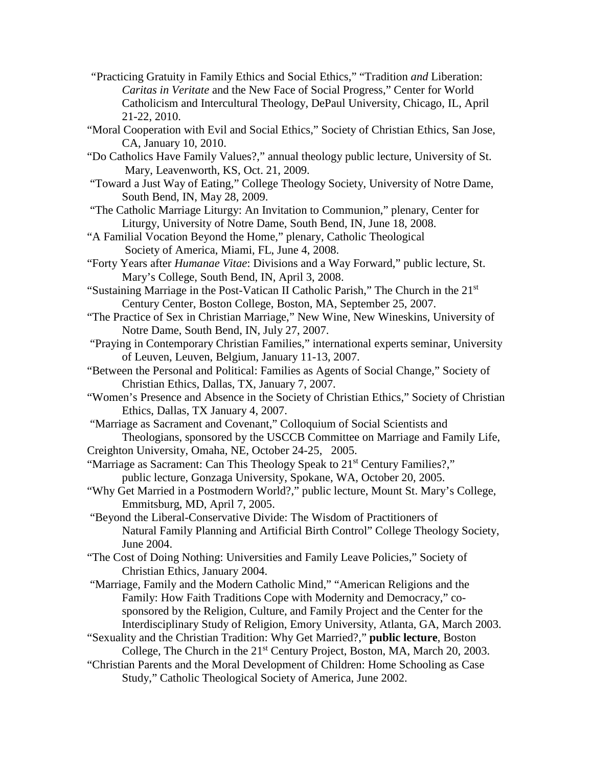"Practicing Gratuity in Family Ethics and Social Ethics," "Tradition *and* Liberation: *Caritas in Veritate* and the New Face of Social Progress," Center for World Catholicism and Intercultural Theology, DePaul University, Chicago, IL, April 21-22, 2010.

"Moral Cooperation with Evil and Social Ethics," Society of Christian Ethics, San Jose, CA, January 10, 2010.

"Do Catholics Have Family Values?," annual theology public lecture, University of St. Mary, Leavenworth, KS, Oct. 21, 2009.

"Toward a Just Way of Eating," College Theology Society, University of Notre Dame, South Bend, IN, May 28, 2009.

"The Catholic Marriage Liturgy: An Invitation to Communion," plenary, Center for Liturgy, University of Notre Dame, South Bend, IN, June 18, 2008.

"A Familial Vocation Beyond the Home," plenary, Catholic Theological Society of America, Miami, FL, June 4, 2008.

"Forty Years after *Humanae Vitae*: Divisions and a Way Forward," public lecture, St. Mary's College, South Bend, IN, April 3, 2008.

"Sustaining Marriage in the Post-Vatican II Catholic Parish," The Church in the 21st Century Center, Boston College, Boston, MA, September 25, 2007.

"The Practice of Sex in Christian Marriage," New Wine, New Wineskins, University of Notre Dame, South Bend, IN, July 27, 2007.

"Praying in Contemporary Christian Families," international experts seminar, University of Leuven, Leuven, Belgium, January 11-13, 2007.

"Between the Personal and Political: Families as Agents of Social Change," Society of Christian Ethics, Dallas, TX, January 7, 2007.

"Women's Presence and Absence in the Society of Christian Ethics," Society of Christian Ethics, Dallas, TX January 4, 2007.

"Marriage as Sacrament and Covenant," Colloquium of Social Scientists and Theologians, sponsored by the USCCB Committee on Marriage and Family Life, Creighton University, Omaha, NE, October 24-25, 2005.

"Marriage as Sacrament: Can This Theology Speak to 21st Century Families?," public lecture, Gonzaga University, Spokane, WA, October 20, 2005.

"Why Get Married in a Postmodern World?," public lecture, Mount St. Mary's College, Emmitsburg, MD, April 7, 2005.

"Beyond the Liberal-Conservative Divide: The Wisdom of Practitioners of Natural Family Planning and Artificial Birth Control" College Theology Society, June 2004.

"The Cost of Doing Nothing: Universities and Family Leave Policies," Society of Christian Ethics, January 2004.

"Marriage, Family and the Modern Catholic Mind," "American Religions and the Family: How Faith Traditions Cope with Modernity and Democracy," co-sponsored by the Religion, Culture, and Family Project and the Center for the Interdisciplinary Study of Religion, Emory University, Atlanta, GA, March 2003.

"Sexuality and the Christian Tradition: Why Get Married?," **public lecture**, Boston College, The Church in the 21st Century Project, Boston, MA, March 20, 2003.

"Christian Parents and the Moral Development of Children: Home Schooling as Case Study," Catholic Theological Society of America, June 2002.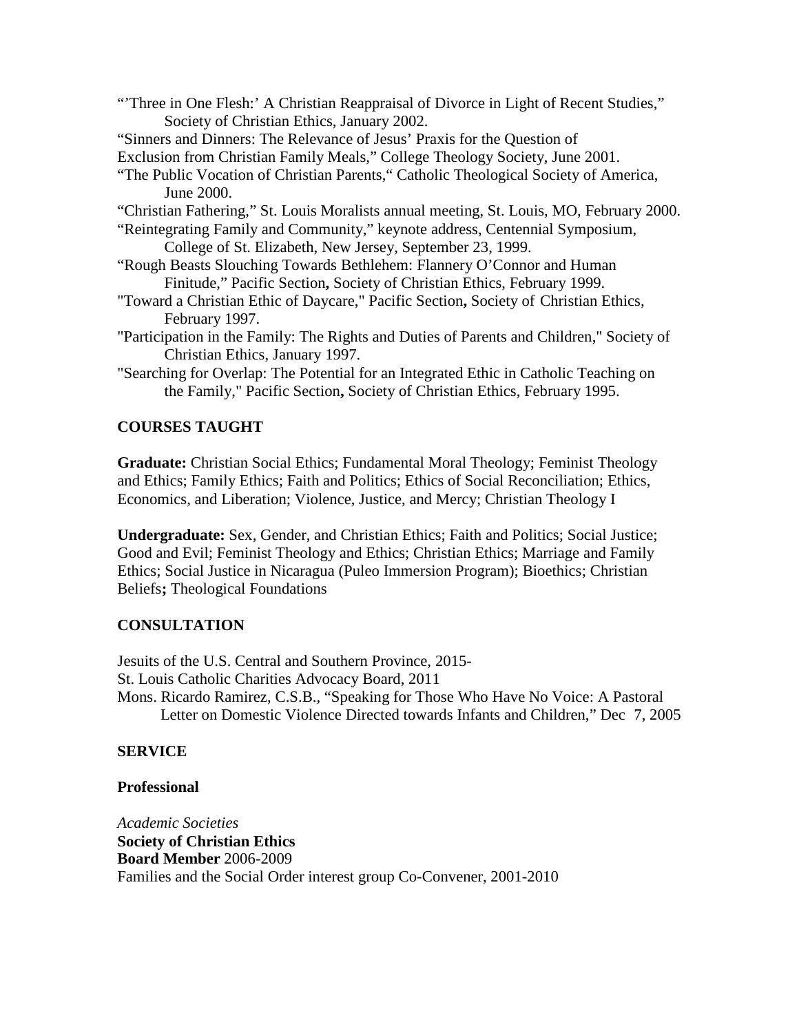"'Three in One Flesh:' A Christian Reappraisal of Divorce in Light of Recent Studies," Society of Christian Ethics, January 2002.

"Sinners and Dinners: The Relevance of Jesus' Praxis for the Question of Exclusion from Christian Family Meals," College Theology Society, June 2001.

"The Public Vocation of Christian Parents," Catholic Theological Society of America, June 2000.

"Christian Fathering," St. Louis Moralists annual meeting, St. Louis, MO, February 2000.

"Reintegrating Family and Community," keynote address, Centennial Symposium, College of St. Elizabeth, New Jersey, September 23, 1999.

"Rough Beasts Slouching Towards Bethlehem: Flannery O'Connor and Human Finitude," Pacific Section**,** Society of Christian Ethics, February 1999.

"Toward a Christian Ethic of Daycare," Pacific Section**,** Society of Christian Ethics, February 1997.

"Participation in the Family: The Rights and Duties of Parents and Children," Society of Christian Ethics, January 1997.

"Searching for Overlap: The Potential for an Integrated Ethic in Catholic Teaching on the Family," Pacific Section**,** Society of Christian Ethics, February 1995.

## COURSES TAUGHT

**Graduate:** Christian Social Ethics; Fundamental Moral Theology; Feminist Theology and Ethics; Family Ethics; Faith and Politics; Ethics of Social Reconciliation; Ethics, Economics, and Liberation; Violence, Justice, and Mercy; Christian Theology I

**Undergraduate:** Sex, Gender, and Christian Ethics; Faith and Politics; Social Justice; Good and Evil; Feminist Theology and Ethics; Christian Ethics; Marriage and Family Ethics; Social Justice in Nicaragua (Puleo Immersion Program); Bioethics; Christian Beliefs**;** Theological Foundations

## CONSULTATION

Jesuits of the U.S. Central and Southern Province, 2015-

St. Louis Catholic Charities Advocacy Board, 2011

Mons. Ricardo Ramirez, C.S.B., "Speaking for Those Who Have No Voice: A Pastoral Letter on Domestic Violence Directed towards Infants and Children," Dec 7, 2005

## SERVICE

### Professional

*Academic Societies*

**Society of Christian Ethics**

**Board Member** 2006-2009

Families and the Social Order interest group Co-Convener, 2001-2010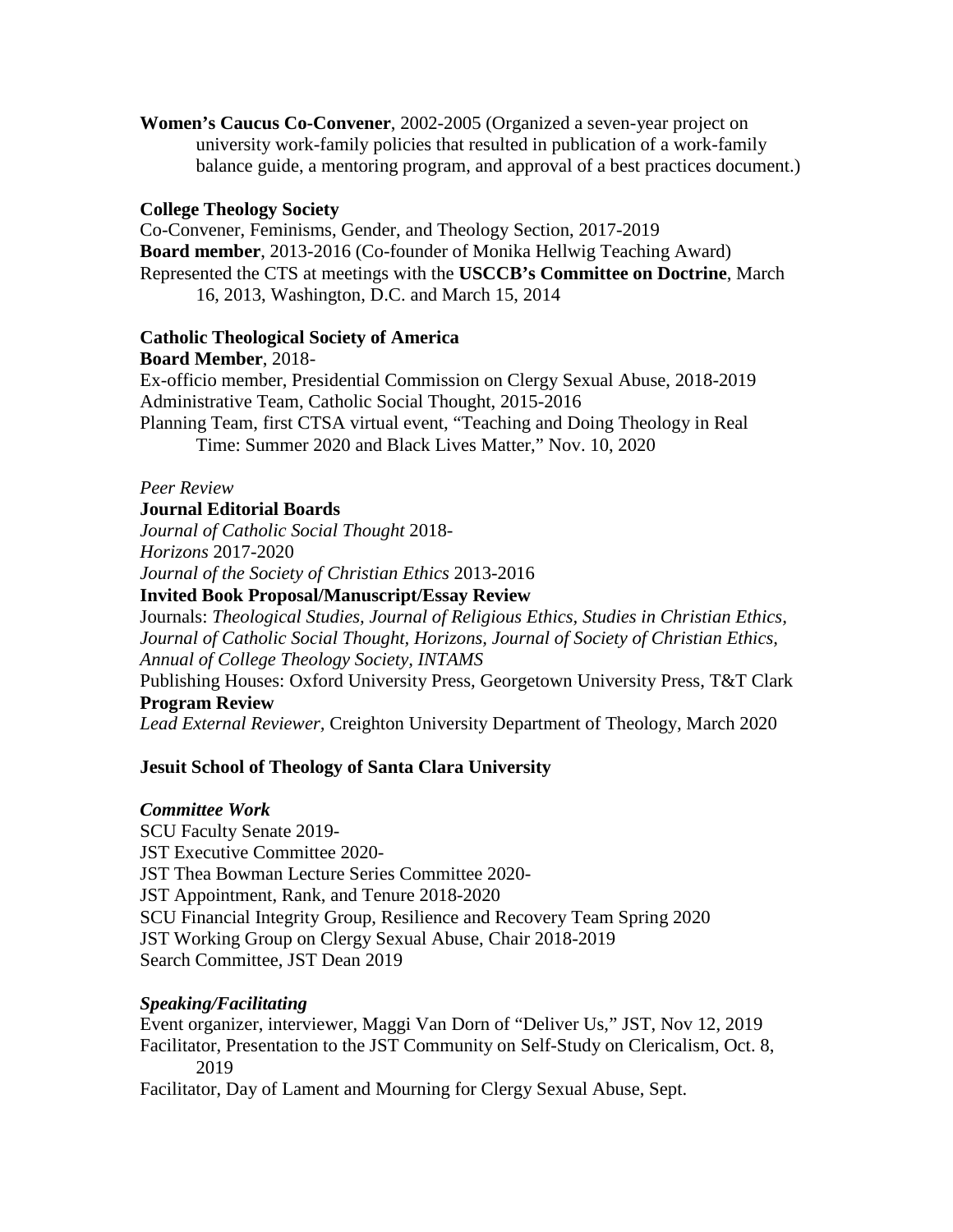**Women's Caucus Co-Convener**, 2002-2005 (Organized a seven-year project on university work-family policies that resulted in publication of a work-family balance guide, a mentoring program, and approval of a best practices document.)

**College Theology Society**

Co-Convener, Feminisms, Gender, and Theology Section, 2017-2019

**Board member**, 2013-2016 (Co-founder of Monika Hellwig Teaching Award)

Represented the CTS at meetings with the **USCCB's Committee on Doctrine**, March 16, 2013, Washington, D.C. and March 15, 2014

**Catholic Theological Society of America**

**Board Member**, 2018-

Ex-officio member, Presidential Commission on Clergy Sexual Abuse, 2018-2019

Administrative Team, Catholic Social Thought, 2015-2016

Planning Team, first CTSA virtual event, "Teaching and Doing Theology in Real Time: Summer 2020 and Black Lives Matter," Nov. 10, 2020

*Peer Review*

**Journal Editorial Boards**

*Journal of Catholic Social Thought* 2018-

*Horizons* 2017-2020

*Journal of the Society of Christian Ethics* 2013-2016

**Invited Book Proposal/Manuscript/Essay Review**

Journals: *Theological Studies, Journal of Religious Ethics, Studies in Christian Ethics, Journal of Catholic Social Thought, Horizons, Journal of Society of Christian Ethics, Annual of College Theology Society, INTAMS*

Publishing Houses: Oxford University Press, Georgetown University Press, T&T Clark

**Program Review**

*Lead External Reviewer,* Creighton University Department of Theology, March 2020

**Jesuit School of Theology of Santa Clara University**

***Committee Work***

SCU Faculty Senate 2019-

JST Executive Committee 2020-

JST Thea Bowman Lecture Series Committee 2020-

JST Appointment, Rank, and Tenure 2018-2020

SCU Financial Integrity Group, Resilience and Recovery Team Spring 2020

JST Working Group on Clergy Sexual Abuse, Chair 2018-2019

Search Committee, JST Dean 2019

***Speaking/Facilitating***

Event organizer, interviewer, Maggi Van Dorn of "Deliver Us," JST, Nov 12, 2019

Facilitator, Presentation to the JST Community on Self-Study on Clericalism, Oct. 8, 2019

Facilitator, Day of Lament and Mourning for Clergy Sexual Abuse, Sept.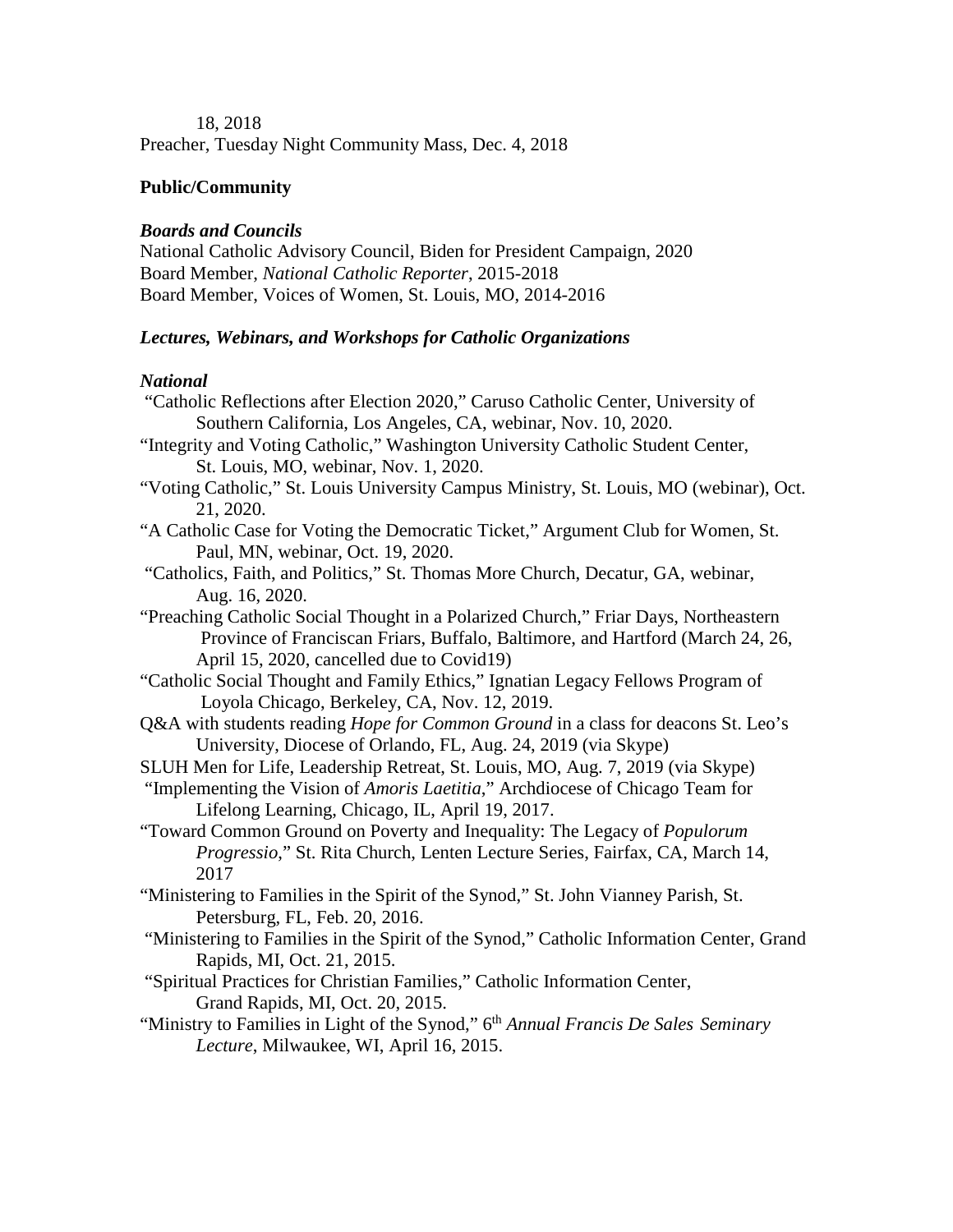18, 2018

Preacher, Tuesday Night Community Mass, Dec. 4, 2018

**Public/Community**

***Boards and Councils***

National Catholic Advisory Council, Biden for President Campaign, 2020

Board Member, *National Catholic Reporter*, 2015-2018

Board Member, Voices of Women, St. Louis, MO, 2014-2016

***Lectures, Webinars, and Workshops for Catholic Organizations***

***National***

"Catholic Reflections after Election 2020," Caruso Catholic Center, University of Southern California, Los Angeles, CA, webinar, Nov. 10, 2020.

"Integrity and Voting Catholic," Washington University Catholic Student Center, St. Louis, MO, webinar, Nov. 1, 2020.

"Voting Catholic," St. Louis University Campus Ministry, St. Louis, MO (webinar), Oct. 21, 2020.

"A Catholic Case for Voting the Democratic Ticket," Argument Club for Women, St. Paul, MN, webinar, Oct. 19, 2020.

"Catholics, Faith, and Politics," St. Thomas More Church, Decatur, GA, webinar, Aug. 16, 2020.

"Preaching Catholic Social Thought in a Polarized Church," Friar Days, Northeastern Province of Franciscan Friars, Buffalo, Baltimore, and Hartford (March 24, 26, April 15, 2020, cancelled due to Covid19)

"Catholic Social Thought and Family Ethics," Ignatian Legacy Fellows Program of Loyola Chicago, Berkeley, CA, Nov. 12, 2019.

Q&A with students reading *Hope for Common Ground* in a class for deacons St. Leo's University, Diocese of Orlando, FL, Aug. 24, 2019 (via Skype)

SLUH Men for Life, Leadership Retreat, St. Louis, MO, Aug. 7, 2019 (via Skype)

"Implementing the Vision of *Amoris Laetitia*," Archdiocese of Chicago Team for Lifelong Learning, Chicago, IL, April 19, 2017.

"Toward Common Ground on Poverty and Inequality: The Legacy of *Populorum Progressio*," St. Rita Church, Lenten Lecture Series, Fairfax, CA, March 14, 2017

"Ministering to Families in the Spirit of the Synod," St. John Vianney Parish, St. Petersburg, FL, Feb. 20, 2016.

"Ministering to Families in the Spirit of the Synod," Catholic Information Center, Grand Rapids, MI, Oct. 21, 2015.

"Spiritual Practices for Christian Families," Catholic Information Center, Grand Rapids, MI, Oct. 20, 2015.

"Ministry to Families in Light of the Synod," 6th *Annual Francis De Sales Seminary Lecture*, Milwaukee, WI, April 16, 2015.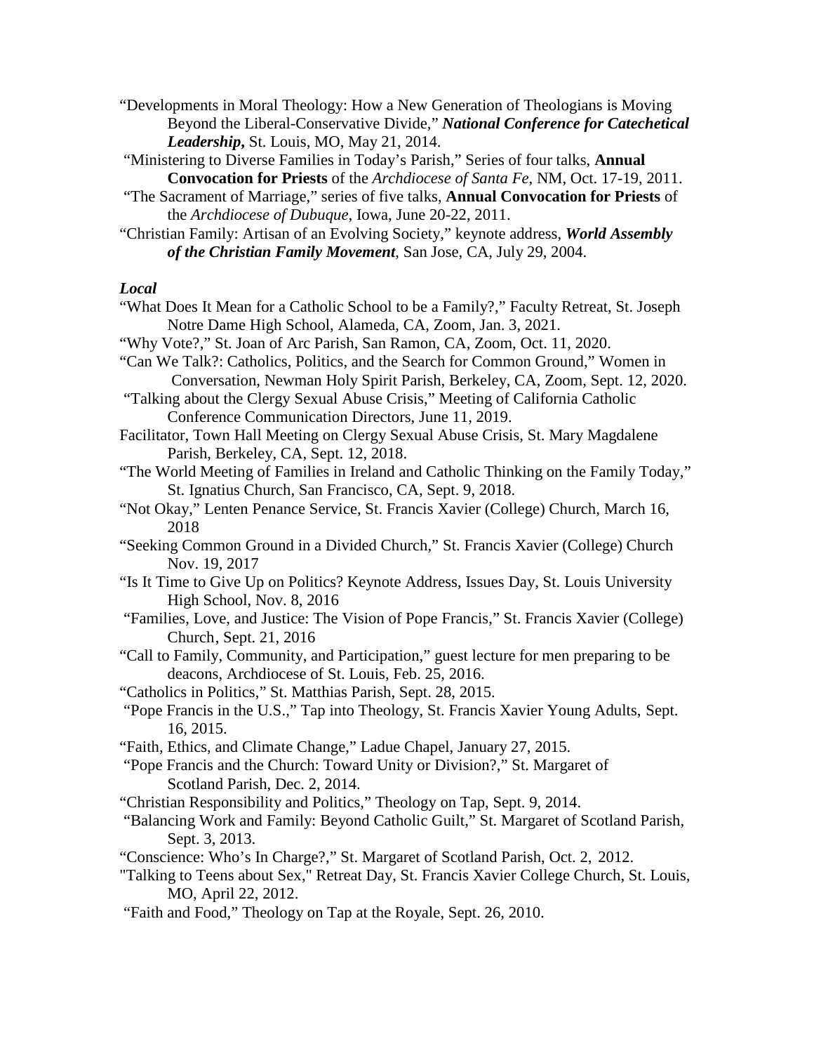"Developments in Moral Theology: How a New Generation of Theologians is Moving Beyond the Liberal-Conservative Divide," ***National Conference for Catechetical Leadership*****,** St. Louis, MO, May 21, 2014.

"Ministering to Diverse Families in Today's Parish," Series of four talks, **Annual Convocation for Priests** of the *Archdiocese of Santa Fe*, NM, Oct. 17-19, 2011.

"The Sacrament of Marriage," series of five talks, **Annual Convocation for Priests** of the *Archdiocese of Dubuque*, Iowa, June 20-22, 2011.

"Christian Family: Artisan of an Evolving Society," keynote address, ***World Assembly of the Christian Family Movement***, San Jose, CA, July 29, 2004.

### *Local*

"What Does It Mean for a Catholic School to be a Family?," Faculty Retreat, St. Joseph Notre Dame High School, Alameda, CA, Zoom, Jan. 3, 2021.

"Why Vote?," St. Joan of Arc Parish, San Ramon, CA, Zoom, Oct. 11, 2020.

"Can We Talk?: Catholics, Politics, and the Search for Common Ground," Women in Conversation, Newman Holy Spirit Parish, Berkeley, CA, Zoom, Sept. 12, 2020.

"Talking about the Clergy Sexual Abuse Crisis," Meeting of California Catholic Conference Communication Directors, June 11, 2019.

Facilitator, Town Hall Meeting on Clergy Sexual Abuse Crisis, St. Mary Magdalene Parish, Berkeley, CA, Sept. 12, 2018.

"The World Meeting of Families in Ireland and Catholic Thinking on the Family Today," St. Ignatius Church, San Francisco, CA, Sept. 9, 2018.

"Not Okay," Lenten Penance Service, St. Francis Xavier (College) Church, March 16, 2018

"Seeking Common Ground in a Divided Church," St. Francis Xavier (College) Church Nov. 19, 2017

"Is It Time to Give Up on Politics? Keynote Address, Issues Day, St. Louis University High School, Nov. 8, 2016

"Families, Love, and Justice: The Vision of Pope Francis," St. Francis Xavier (College) Church, Sept. 21, 2016

"Call to Family, Community, and Participation," guest lecture for men preparing to be deacons, Archdiocese of St. Louis, Feb. 25, 2016.

"Catholics in Politics," St. Matthias Parish, Sept. 28, 2015.

"Pope Francis in the U.S.," Tap into Theology, St. Francis Xavier Young Adults, Sept. 16, 2015.

"Faith, Ethics, and Climate Change," Ladue Chapel, January 27, 2015.

"Pope Francis and the Church: Toward Unity or Division?," St. Margaret of Scotland Parish, Dec. 2, 2014.

"Christian Responsibility and Politics," Theology on Tap, Sept. 9, 2014.

"Balancing Work and Family: Beyond Catholic Guilt," St. Margaret of Scotland Parish, Sept. 3, 2013.

"Conscience: Who's In Charge?," St. Margaret of Scotland Parish, Oct. 2, 2012.

"Talking to Teens about Sex," Retreat Day, St. Francis Xavier College Church, St. Louis, MO, April 22, 2012.

"Faith and Food," Theology on Tap at the Royale, Sept. 26, 2010.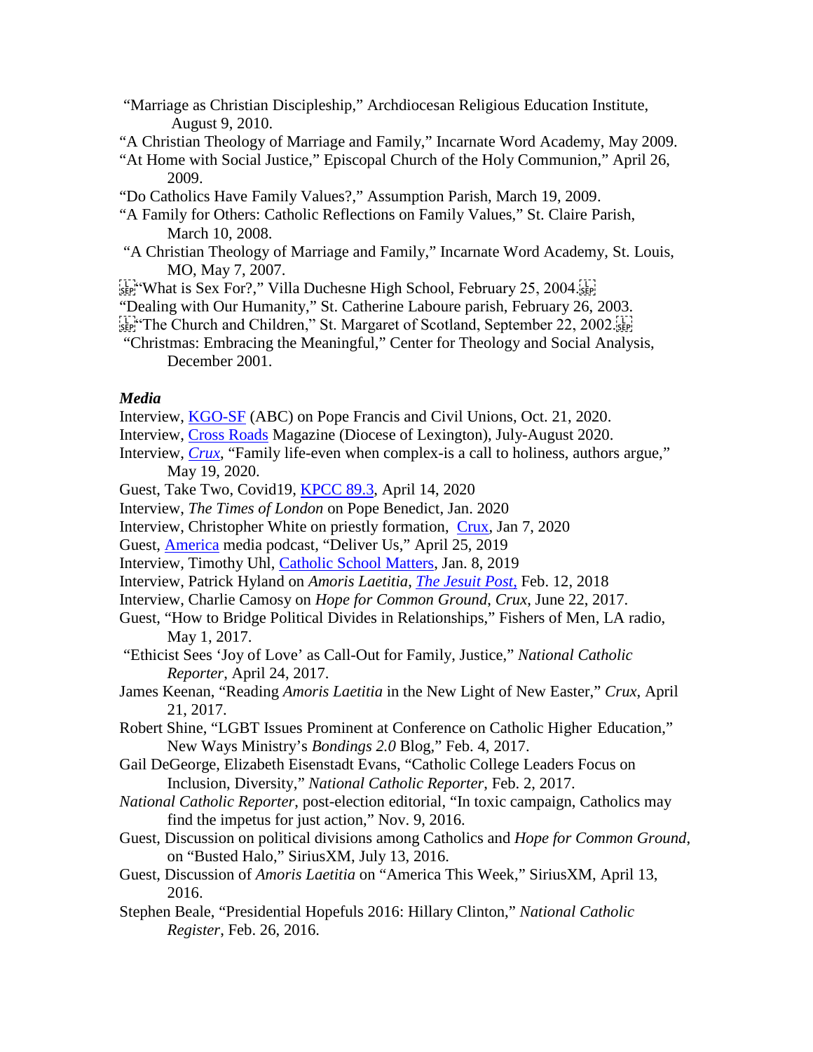"Marriage as Christian Discipleship," Archdiocesan Religious Education Institute, August 9, 2010.

"A Christian Theology of Marriage and Family," Incarnate Word Academy, May 2009.

"At Home with Social Justice," Episcopal Church of the Holy Communion," April 26, 2009.

"Do Catholics Have Family Values?," Assumption Parish, March 19, 2009.

"A Family for Others: Catholic Reflections on Family Values," St. Claire Parish, March 10, 2008.

"A Christian Theology of Marriage and Family," Incarnate Word Academy, St. Louis, MO, May 7, 2007.

"What is Sex For?," Villa Duchesne High School, February 25, 2004.

"Dealing with Our Humanity," St. Catherine Laboure parish, February 26, 2003.

"The Church and Children," St. Margaret of Scotland, September 22, 2002.

"Christmas: Embracing the Meaningful," Center for Theology and Social Analysis, December 2001.

### *Media*

Interview, KGO-SF (ABC) on Pope Francis and Civil Unions, Oct. 21, 2020.

Interview, Cross Roads Magazine (Diocese of Lexington), July-August 2020.

Interview, *Crux*, "Family life-even when complex-is a call to holiness, authors argue," May 19, 2020.

Guest, Take Two, Covid19, KPCC 89.3, April 14, 2020

Interview, *The Times of London* on Pope Benedict, Jan. 2020

Interview, Christopher White on priestly formation, Crux, Jan 7, 2020

Guest, America media podcast, "Deliver Us," April 25, 2019

Interview, Timothy Uhl, Catholic School Matters, Jan. 8, 2019

Interview, Patrick Hyland on *Amoris Laetitia*, *The Jesuit Post*, Feb. 12, 2018

Interview, Charlie Camosy on *Hope for Common Ground*, *Crux*, June 22, 2017.

Guest, "How to Bridge Political Divides in Relationships," Fishers of Men, LA radio, May 1, 2017.

"Ethicist Sees 'Joy of Love' as Call-Out for Family, Justice," *National Catholic Reporter*, April 24, 2017.

James Keenan, "Reading *Amoris Laetitia* in the New Light of New Easter," *Crux*, April 21, 2017.

Robert Shine, "LGBT Issues Prominent at Conference on Catholic Higher Education," New Ways Ministry's *Bondings 2.0* Blog," Feb. 4, 2017.

Gail DeGeorge, Elizabeth Eisenstadt Evans, "Catholic College Leaders Focus on Inclusion, Diversity," *National Catholic Reporter*, Feb. 2, 2017.

*National Catholic Reporter*, post-election editorial, "In toxic campaign, Catholics may find the impetus for just action," Nov. 9, 2016.

Guest, Discussion on political divisions among Catholics and *Hope for Common Ground*, on "Busted Halo," SiriusXM, July 13, 2016.

Guest, Discussion of *Amoris Laetitia* on "America This Week," SiriusXM, April 13, 2016.

Stephen Beale, "Presidential Hopefuls 2016: Hillary Clinton," *National Catholic Register*, Feb. 26, 2016.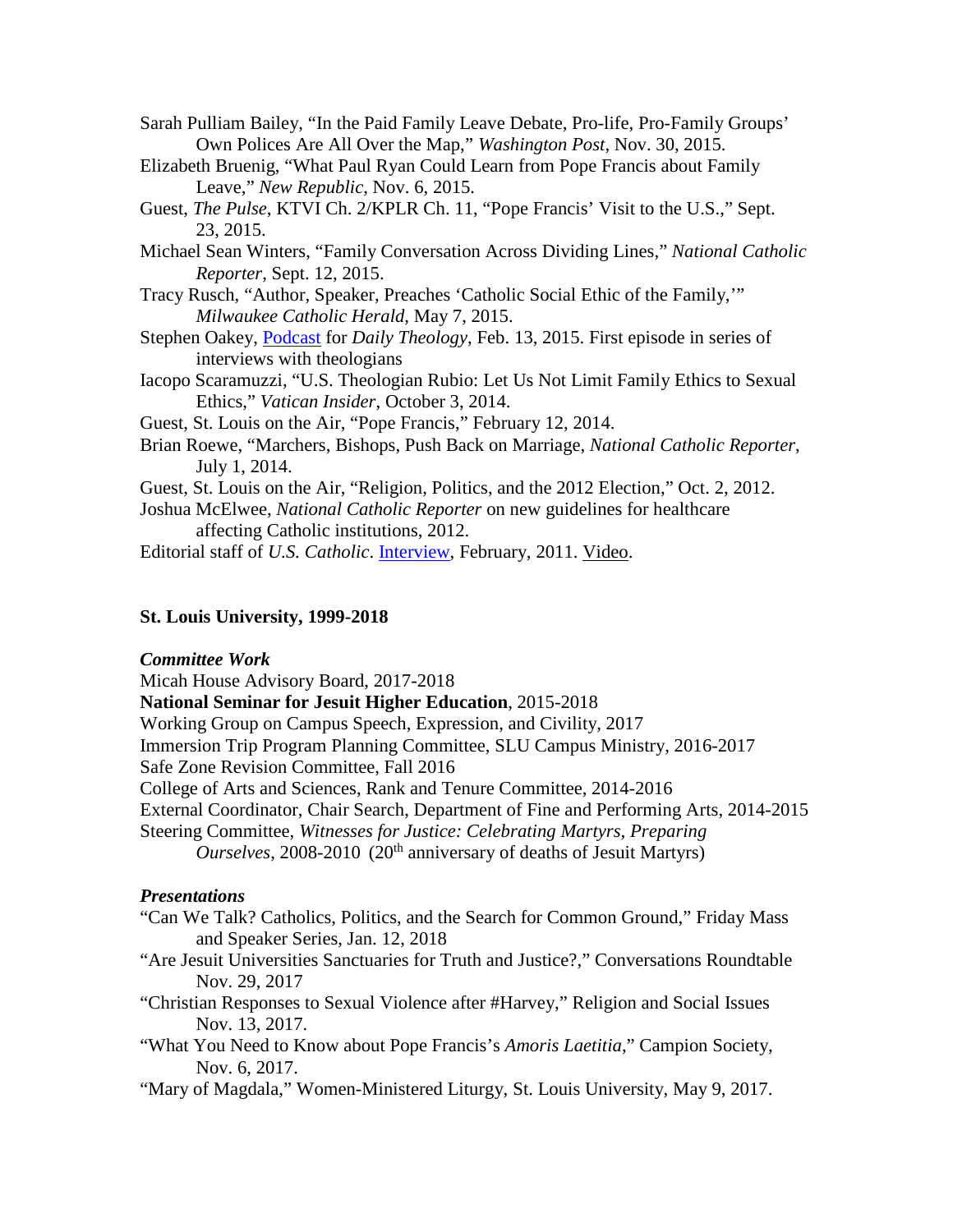Sarah Pulliam Bailey, "In the Paid Family Leave Debate, Pro-life, Pro-Family Groups' Own Polices Are All Over the Map," *Washington Post*, Nov. 30, 2015.

Elizabeth Bruenig, "What Paul Ryan Could Learn from Pope Francis about Family Leave," *New Republic*, Nov. 6, 2015.

Guest, *The Pulse*, KTVI Ch. 2/KPLR Ch. 11, "Pope Francis' Visit to the U.S.," Sept. 23, 2015.

Michael Sean Winters, "Family Conversation Across Dividing Lines," *National Catholic Reporter*, Sept. 12, 2015.

Tracy Rusch, "Author, Speaker, Preaches 'Catholic Social Ethic of the Family,'" *Milwaukee Catholic Herald*, May 7, 2015.

Stephen Oakey, Podcast for *Daily Theology*, Feb. 13, 2015. First episode in series of interviews with theologians

Iacopo Scaramuzzi, "U.S. Theologian Rubio: Let Us Not Limit Family Ethics to Sexual Ethics," *Vatican Insider*, October 3, 2014.

Guest, St. Louis on the Air, "Pope Francis," February 12, 2014.

Brian Roewe, "Marchers, Bishops, Push Back on Marriage, *National Catholic Reporter*, July 1, 2014.

Guest, St. Louis on the Air, "Religion, Politics, and the 2012 Election," Oct. 2, 2012.

Joshua McElwee, *National Catholic Reporter* on new guidelines for healthcare affecting Catholic institutions, 2012.

Editorial staff of *U.S. Catholic*. Interview, February, 2011. Video.

## St. Louis University, 1999-2018

### *Committee Work*

Micah House Advisory Board, 2017-2018

**National Seminar for Jesuit Higher Education**, 2015-2018

Working Group on Campus Speech, Expression, and Civility, 2017

Immersion Trip Program Planning Committee, SLU Campus Ministry, 2016-2017

Safe Zone Revision Committee, Fall 2016

College of Arts and Sciences, Rank and Tenure Committee, 2014-2016

External Coordinator, Chair Search, Department of Fine and Performing Arts, 2014-2015

Steering Committee, *Witnesses for Justice: Celebrating Martyrs, Preparing Ourselves*, 2008-2010 (20th anniversary of deaths of Jesuit Martyrs)

### *Presentations*

"Can We Talk? Catholics, Politics, and the Search for Common Ground," Friday Mass and Speaker Series, Jan. 12, 2018

"Are Jesuit Universities Sanctuaries for Truth and Justice?," Conversations Roundtable Nov. 29, 2017

"Christian Responses to Sexual Violence after #Harvey," Religion and Social Issues Nov. 13, 2017.

"What You Need to Know about Pope Francis's *Amoris Laetitia*," Campion Society, Nov. 6, 2017.

"Mary of Magdala," Women-Ministered Liturgy, St. Louis University, May 9, 2017.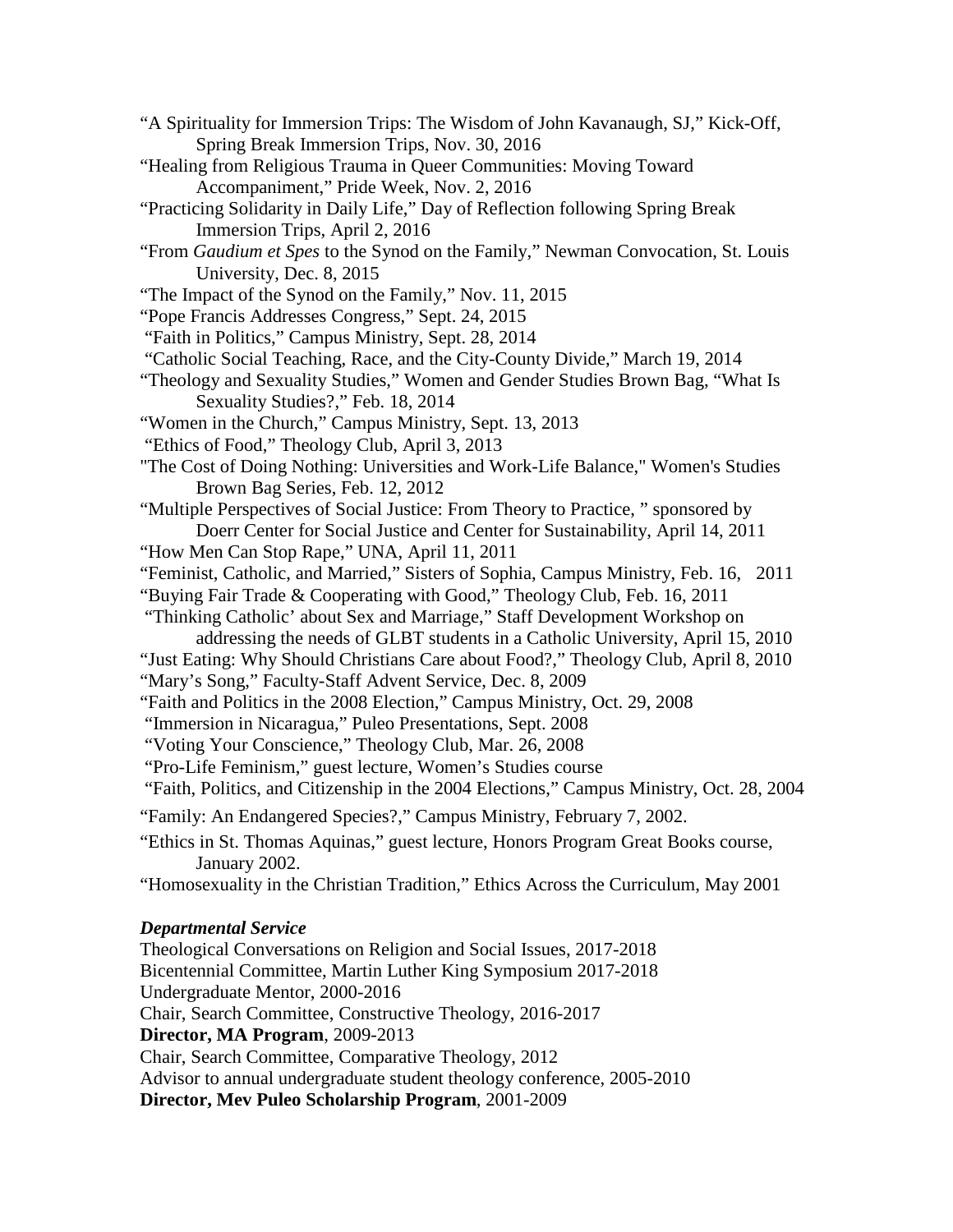"A Spirituality for Immersion Trips: The Wisdom of John Kavanaugh, SJ," Kick-Off, Spring Break Immersion Trips, Nov. 30, 2016

"Healing from Religious Trauma in Queer Communities: Moving Toward Accompaniment," Pride Week, Nov. 2, 2016

"Practicing Solidarity in Daily Life," Day of Reflection following Spring Break Immersion Trips, April 2, 2016

"From *Gaudium et Spes* to the Synod on the Family," Newman Convocation, St. Louis University, Dec. 8, 2015

"The Impact of the Synod on the Family," Nov. 11, 2015

"Pope Francis Addresses Congress," Sept. 24, 2015

"Faith in Politics," Campus Ministry, Sept. 28, 2014

"Catholic Social Teaching, Race, and the City-County Divide," March 19, 2014

"Theology and Sexuality Studies," Women and Gender Studies Brown Bag, "What Is Sexuality Studies?," Feb. 18, 2014

"Women in the Church," Campus Ministry, Sept. 13, 2013

"Ethics of Food," Theology Club, April 3, 2013

"The Cost of Doing Nothing: Universities and Work-Life Balance," Women's Studies Brown Bag Series, Feb. 12, 2012

"Multiple Perspectives of Social Justice: From Theory to Practice, " sponsored by Doerr Center for Social Justice and Center for Sustainability, April 14, 2011

"How Men Can Stop Rape," UNA, April 11, 2011

"Feminist, Catholic, and Married," Sisters of Sophia, Campus Ministry, Feb. 16, 2011

"Buying Fair Trade & Cooperating with Good," Theology Club, Feb. 16, 2011

"Thinking Catholic' about Sex and Marriage," Staff Development Workshop on addressing the needs of GLBT students in a Catholic University, April 15, 2010

"Just Eating: Why Should Christians Care about Food?," Theology Club, April 8, 2010

"Mary's Song," Faculty-Staff Advent Service, Dec. 8, 2009

"Faith and Politics in the 2008 Election," Campus Ministry, Oct. 29, 2008

"Immersion in Nicaragua," Puleo Presentations, Sept. 2008

"Voting Your Conscience," Theology Club, Mar. 26, 2008

"Pro-Life Feminism," guest lecture, Women's Studies course

"Faith, Politics, and Citizenship in the 2004 Elections," Campus Ministry, Oct. 28, 2004

"Family: An Endangered Species?," Campus Ministry, February 7, 2002.

"Ethics in St. Thomas Aquinas," guest lecture, Honors Program Great Books course, January 2002.

"Homosexuality in the Christian Tradition," Ethics Across the Curriculum, May 2001

***Departmental Service***

Theological Conversations on Religion and Social Issues, 2017-2018

Bicentennial Committee, Martin Luther King Symposium 2017-2018

Undergraduate Mentor, 2000-2016

Chair, Search Committee, Constructive Theology, 2016-2017

**Director, MA Program**, 2009-2013

Chair, Search Committee, Comparative Theology, 2012

Advisor to annual undergraduate student theology conference, 2005-2010

**Director, Mev Puleo Scholarship Program**, 2001-2009